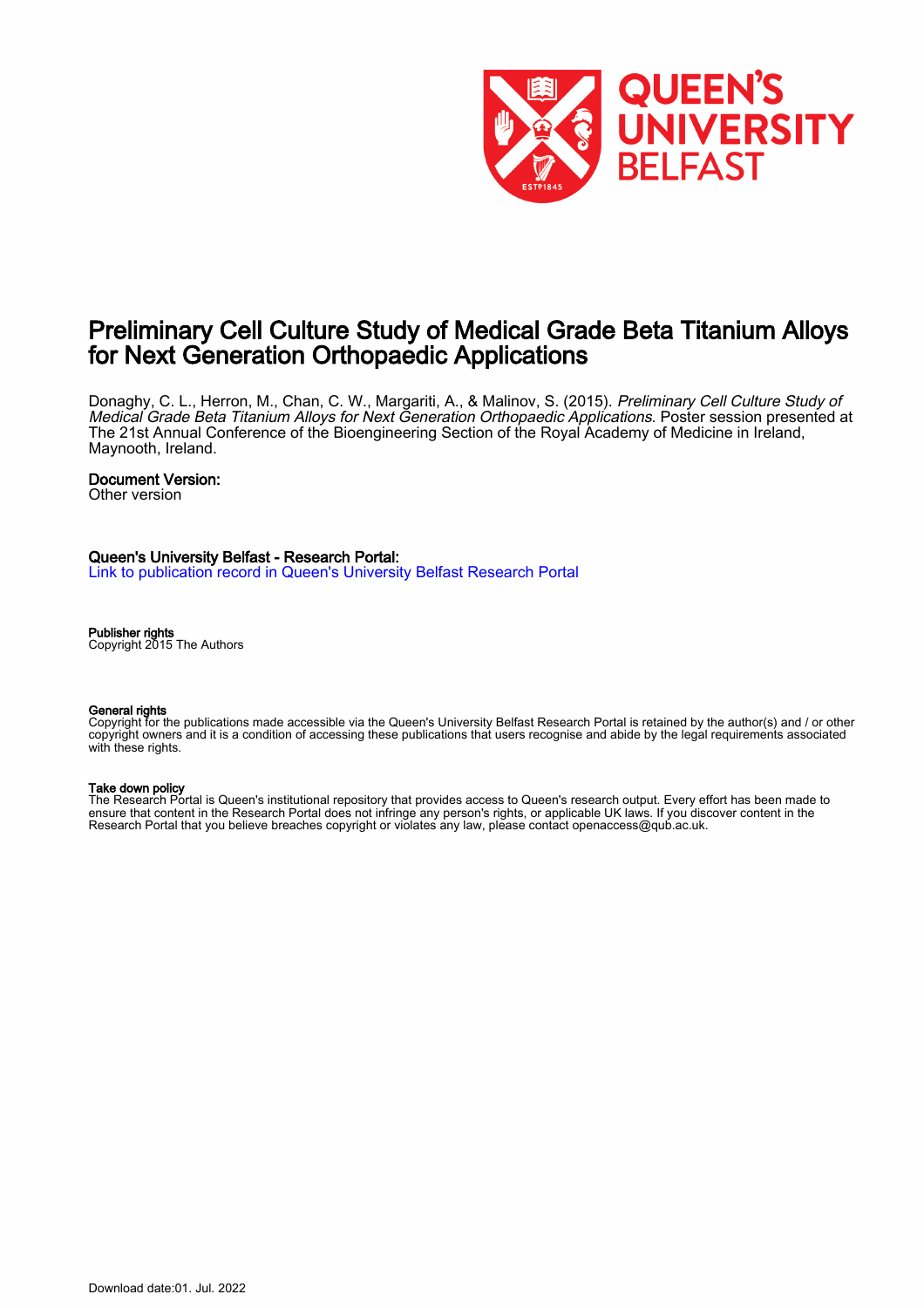# Preliminary Cell Culture Study of Medical Grade Beta Titanium Alloys for Next Generation Orthopaedic Applications

Donaghy, C. L., Herron, M., Chan, C. W., Margariti, A., & Malinov, S. (2015). *Preliminary Cell Culture Study of Medical Grade Beta Titanium Alloys for Next Generation Orthopaedic Applications*. Poster session presented at The 21st Annual Conference of the Bioengineering Section of the Royal Academy of Medicine in Ireland, Maynooth, Ireland.

**Document Version:**
Other version

**Queen's University Belfast - Research Portal:**
[Link to publication record in Queen's University Belfast Research Portal]

**Publisher rights**
Copyright 2015 The Authors

**General rights**
Copyright for the publications made accessible via the Queen's University Belfast Research Portal is retained by the author(s) and / or other copyright owners and it is a condition of accessing these publications that users recognise and abide by the legal requirements associated with these rights.

**Take down policy**
The Research Portal is Queen's institutional repository that provides access to Queen's research output. Every effort has been made to ensure that content in the Research Portal does not infringe any person's rights, or applicable UK laws. If you discover content in the Research Portal that you believe breaches copyright or violates any law, please contact openaccess@qub.ac.uk.

Download date:01. Jul. 2022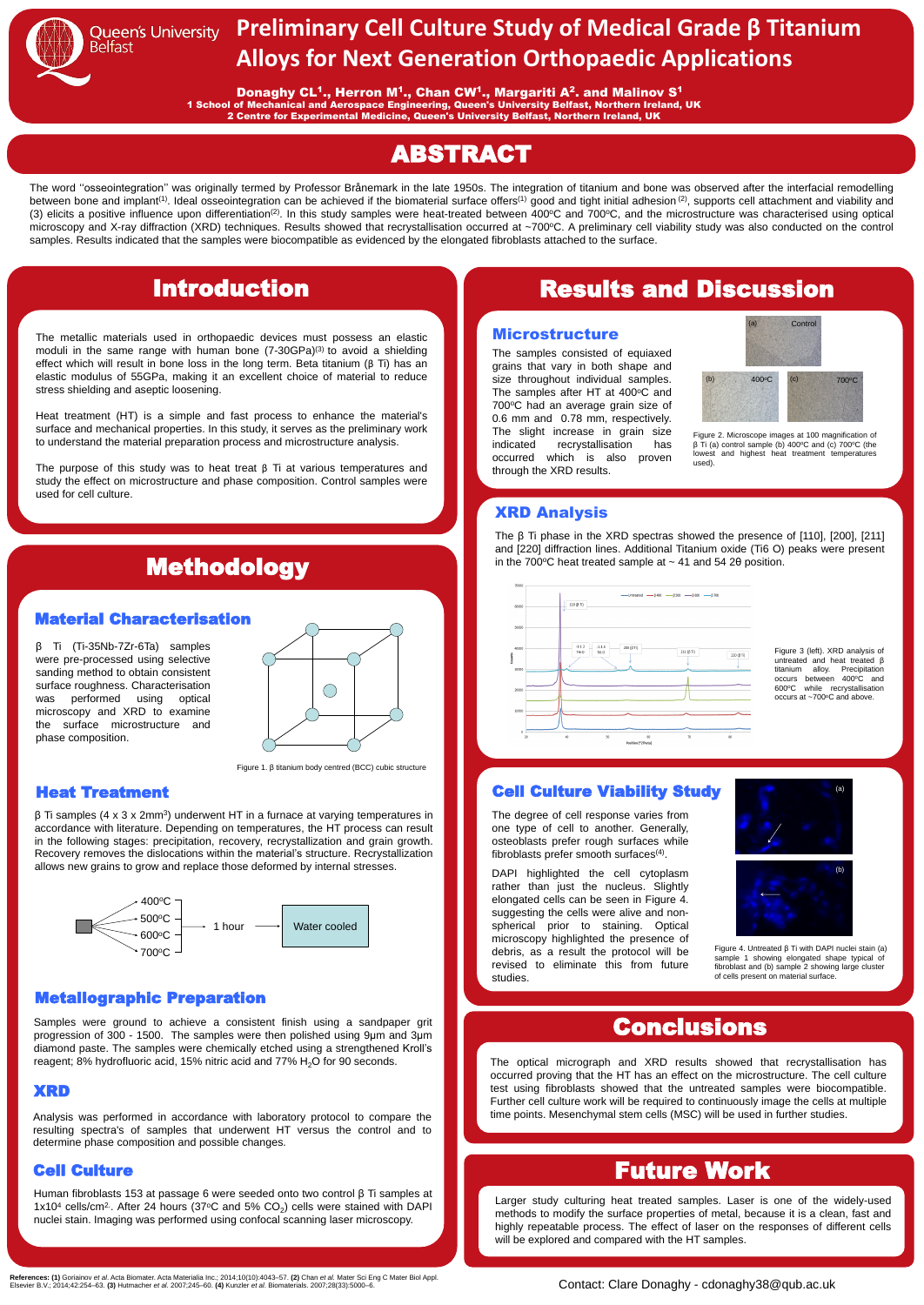# Preliminary Cell Culture Study of Medical Grade β Titanium Alloys for Next Generation Orthopaedic Applications

**Donaghy CL[1]., Herron M[1]., Chan CW[1]., Margariti A[2]. and Malinov S[1]**

1 School of Mechanical and Aerospace Engineering, Queen's University Belfast, Northern Ireland, UK
2 Centre for Experimental Medicine, Queen's University Belfast, Northern Ireland, UK

## ABSTRACT

The word "osseointegration" was originally termed by Professor Brånemark in the late 1950s. The integration of titanium and bone was observed after the interfacial remodelling between bone and implant[1]. Ideal osseointegration can be achieved if the biomaterial surface offers[1] good and tight initial adhesion [2], supports cell attachment and viability and (3) elicits a positive influence upon differentiation[2]. In this study samples were heat-treated between 400°C and 700°C, and the microstructure was characterised using optical microscopy and X-ray diffraction (XRD) techniques. Results showed that recrystallisation occurred at ~700°C. A preliminary cell viability study was also conducted on the control samples. Results indicated that the samples were biocompatible as evidenced by the elongated fibroblasts attached to the surface.

## Introduction

The metallic materials used in orthopaedic devices must possess an elastic moduli in the same range with human bone (7-30GPa)[3] to avoid a shielding effect which will result in bone loss in the long term. Beta titanium (β Ti) has an elastic modulus of 55GPa, making it an excellent choice of material to reduce stress shielding and aseptic loosening.

Heat treatment (HT) is a simple and fast process to enhance the material's surface and mechanical properties. In this study, it serves as the preliminary work to understand the material preparation process and microstructure analysis.

The purpose of this study was to heat treat β Ti at various temperatures and study the effect on microstructure and phase composition. Control samples were used for cell culture.

## Methodology

### Material Characterisation

β Ti (Ti-35Nb-7Zr-6Ta) samples were pre-processed using selective sanding method to obtain consistent surface roughness. Characterisation was performed using optical microscopy and XRD to examine the surface microstructure and phase composition.

Figure 1. β titanium body centred (BCC) cubic structure

### Heat Treatment

β Ti samples (4 x 3 x 2mm$^3$) underwent HT in a furnace at varying temperatures in accordance with literature. Depending on temperatures, the HT process can result in the following stages: precipitation, recovery, recrystallization and grain growth. Recovery removes the dislocations within the material's structure. Recrystallization allows new grains to grow and replace those deformed by internal stresses.

400°C
500°C
600°C
700°C
1 hour
Water cooled

### Metallographic Preparation

Samples were ground to achieve a consistent finish using a sandpaper grit progression of 300 - 1500. The samples were then polished using 9μm and 3μm diamond paste. The samples were chemically etched using a strengthened Kroll's reagent; 8% hydrofluoric acid, 15% nitric acid and 77% $H_2O$ for 90 seconds.

### XRD

Analysis was performed in accordance with laboratory protocol to compare the resulting spectra's of samples that underwent HT versus the control and to determine phase composition and possible changes.

### Cell Culture

Human fibroblasts 153 at passage 6 were seeded onto two control β Ti samples at 1x10$^4$ cells/cm$^2$. After 24 hours (37°C and 5% $CO_2$) cells were stained with DAPI nuclei stain. Imaging was performed using confocal scanning laser microscopy.

## Results and Discussion

### Microstructure

The samples consisted of equiaxed grains that vary in both shape and size throughout individual samples. The samples after HT at 400°C and 700°C had an average grain size of 0.6 mm and 0.78 mm, respectively. The slight increase in grain size indicated recrystallisation has occurred which is also proven through the XRD results.

(a) Control
(b) 400°C
(c) 700°C

Figure 2. Microscope images at 100 magnification of β Ti (a) control sample (b) 400°C and (c) 700°C (the lowest and highest heat treatment temperatures used).

### XRD Analysis

The β Ti phase in the XRD spectras showed the presence of [110], [200], [211] and [220] diffraction lines. Additional Titanium oxide (Ti6 O) peaks were present in the 700°C heat treated sample at ~ 41 and 54 2θ position.

Figure 3 (left). XRD analysis of untreated and heat treated β titanium alloy. Precipitation occurs between 400°C and 600°C while recrystallisation occurs at ~700°C and above.

### Cell Culture Viability Study

The degree of cell response varies from one type of cell to another. Generally, osteoblasts prefer rough surfaces while fibroblasts prefer smooth surfaces[4].

DAPI highlighted the cell cytoplasm rather than just the nucleus. Slightly elongated cells can be seen in Figure 4, suggesting the cells were alive and non-spherical prior to staining. Optical microscopy highlighted the presence of debris, as a result the protocol will be revised to eliminate this from future studies.

Figure 4. Untreated β Ti with DAPI nuclei stain (a) sample 1 showing elongated shape typical of fibroblast and (b) sample 2 showing large cluster of cells present on material surface.

## Conclusions

The optical micrograph and XRD results showed that recrystallisation has occurred proving that the HT has an effect on the microstructure. The cell culture test using fibroblasts showed that the untreated samples were biocompatible. Further cell culture work will be required to continuously image the cells at multiple time points. Mesenchymal stem cells (MSC) will be used in further studies.

## Future Work

Larger study culturing heat treated samples. Laser is one of the widely-used methods to modify the surface properties of metal, because it is a clean, fast and highly repeatable process. The effect of laser on the responses of different cells will be explored and compared with the HT samples.

**References: (1)** Gorlainov *et al.* Acta Biomater. Acta Materialia Inc.; 2014;10(10):4043–57. **(2)** Chan *et al.* Mater Sci Eng C Mater Biol Appl. Elsevier B.V.; 2014;42:254–63. **(3)** Hutmacher *et al.* 2007;245–60. **(4)** Kunzler *et al.* Biomaterials. 2007;28(33):5000–6.

Contact: Clare Donaghy - cdonaghy38@qub.ac.uk